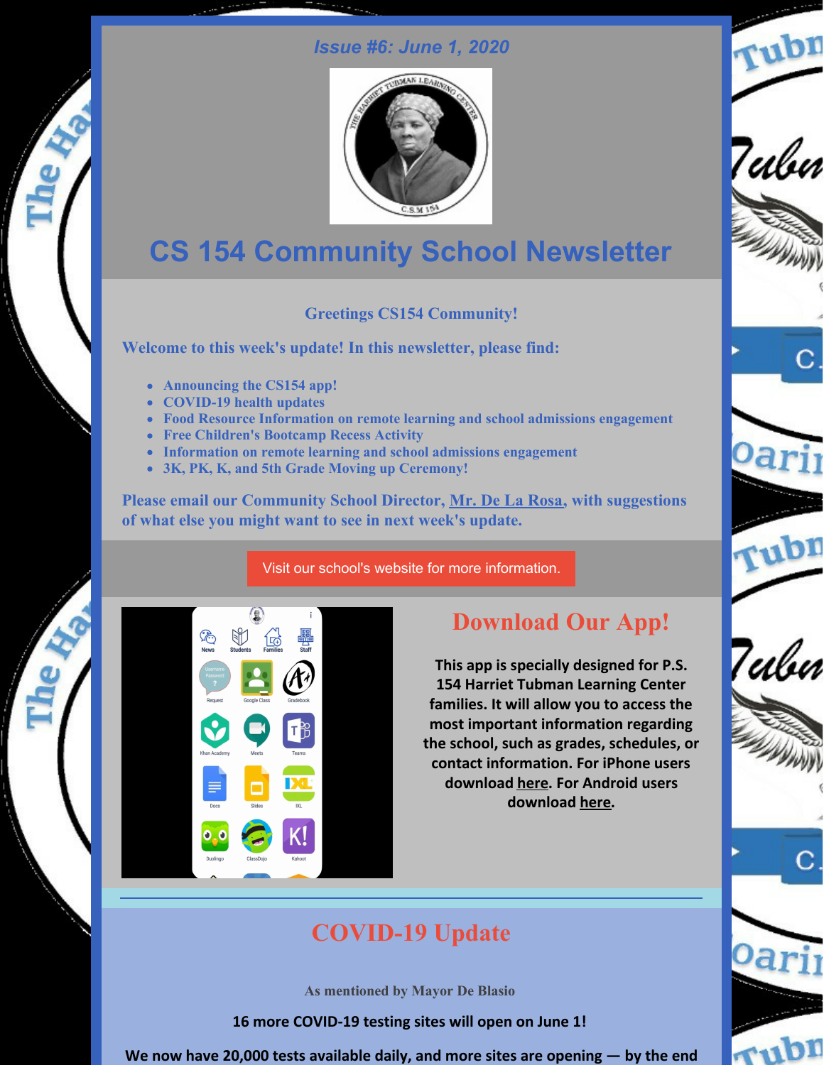*Issue #6: June 1, 2020*

# CS 154 Community School Newsletter

**Greetings CS154 Community!**

**Welcome to this week's update! In this newsletter, please find:**

- **Announcing the CS154 app!**
- **COVID-19 health updates**
- **Food Resource Information on remote learning and school admissions engagement**
- **Free Children's Bootcamp Recess Activity**
- **Information on remote learning and school admissions engagement**
- **3K, PK, K, and 5th Grade Moving up Ceremony!**

**Please email our Community School Director, Mr. De La Rosa, with suggestions of what else you might want to see in next week's update.**

Visit our school's website for more information.

## Download Our App!

**This app is specially designed for P.S. 154 Harriet Tubman Learning Center families. It will allow you to access the most important information regarding the school, such as grades, schedules, or contact information. For iPhone users download here. For Android users download here.**

## COVID-19 Update

**As mentioned by Mayor De Blasio**

**16 more COVID-19 testing sites will open on June 1!**

**We now have 20,000 tests available daily, and more sites are opening — by the end**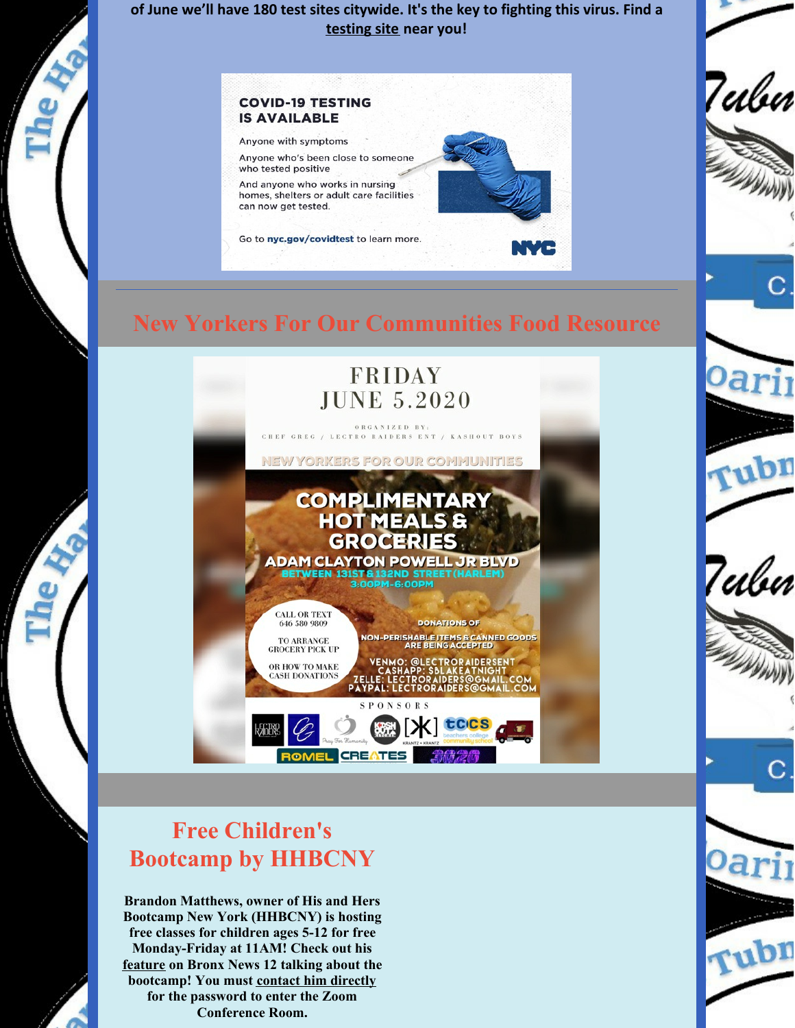of June we'll have 180 test sites citywide. It's the key to fighting this virus. Find a testing site near you!

**COVID-19 TESTING IS AVAILABLE**

Anyone with symptoms

Anyone who's been close to someone who tested positive

And anyone who works in nursing homes, shelters or adult care facilities can now get tested.

Go to **nyc.gov/covidtest** to learn more.

NYC

## New Yorkers For Our Communities Food Resource

FRIDAY
JUNE 5.2020

ORGANIZED BY:
CHEF GREG / LECTRO RAIDERS ENT / KASHOUT BOYS

NEW YORKERS FOR OUR COMMUNITIES

**COMPLIMENTARY HOT MEALS & GROCERIES**

**ADAM CLAYTON POWELL JR BLVD**
BETWEEN 131ST & 132ND STREET (HARLEM)
3:00PM-6:00PM

CALL OR TEXT
646 580 9809

TO ARRANGE GROCERY PICK UP

OR HOW TO MAKE CASH DONATIONS

DONATIONS OF
NON-PERISHABLE ITEMS & CANNED GOODS ARE BEING ACCEPTED

VENMO: @LECTRORAIDERSENT
CASHAPP: $BLAKEATNIGHT
ZELLE: LECTRORAIDERS@GMAIL.COM
PAYPAL: LECTRORAIDERS@GMAIL.COM

SPONSORS

## Free Children's Bootcamp by HHBCNY

**Brandon Matthews, owner of His and Hers Bootcamp New York (HHBCNY) is hosting free classes for children ages 5-12 for free Monday-Friday at 11AM! Check out his feature on Bronx News 12 talking about the bootcamp! You must contact him directly for the password to enter the Zoom Conference Room.**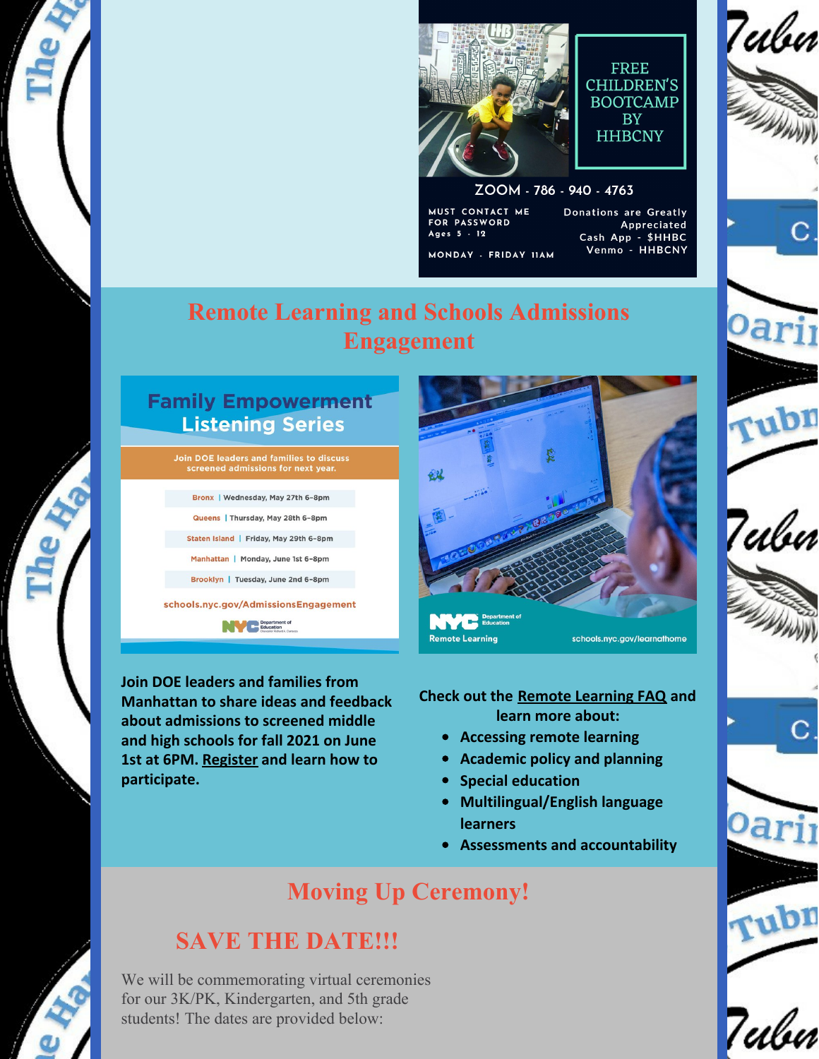FREE CHILDREN'S BOOTCAMP BY HHBCNY

ZOOM - 786 - 940 - 4763

MUST CONTACT ME FOR PASSWORD
Ages 5 - 12

MONDAY - FRIDAY 11AM

Donations are Greatly Appreciated
Cash App - $HHBC
Venmo - HHBCNY

## Remote Learning and Schools Admissions Engagement

**Family Empowerment Listening Series**

Join DOE leaders and families to discuss screened admissions for next year.

| | |
|---|---|
| Bronx | Wednesday, May 27th 6–8pm |
| Queens | Thursday, May 28th 6–8pm |
| Staten Island | Friday, May 29th 6–8pm |
| Manhattan | Monday, June 1st 6–8pm |
| Brooklyn | Tuesday, June 2nd 6–8pm |

schools.nyc.gov/AdmissionsEngagement

NYC Department of Education

**Join DOE leaders and families from Manhattan to share ideas and feedback about admissions to screened middle and high schools for fall 2021 on June 1st at 6PM. Register and learn how to participate.**

NYC Department of Education
Remote Learning
schools.nyc.gov/learnathome

**Check out the Remote Learning FAQ and learn more about:**

- **Accessing remote learning**
- **Academic policy and planning**
- **Special education**
- **Multilingual/English language learners**
- **Assessments and accountability**

## Moving Up Ceremony!

### SAVE THE DATE!!!

We will be commemorating virtual ceremonies for our 3K/PK, Kindergarten, and 5th grade students! The dates are provided below: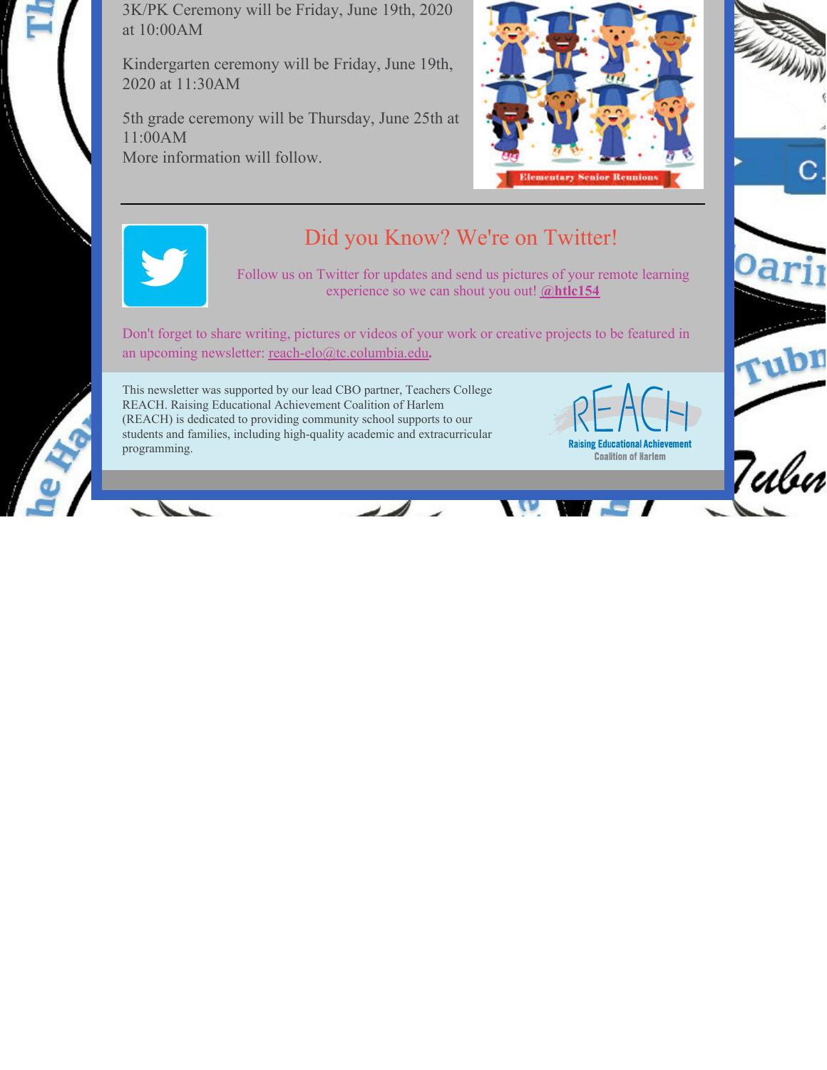3K/PK Ceremony will be Friday, June 19th, 2020 at 10:00AM

Kindergarten ceremony will be Friday, June 19th, 2020 at 11:30AM

5th grade ceremony will be Thursday, June 25th at 11:00AM
More information will follow.

## Did you Know? We're on Twitter!

Follow us on Twitter for updates and send us pictures of your remote learning experience so we can shout you out! **@htlc154**

Don't forget to share writing, pictures or videos of your work or creative projects to be featured in an upcoming newsletter: reach-elo@tc.columbia.edu**.**

This newsletter was supported by our lead CBO partner, Teachers College REACH. Raising Educational Achievement Coalition of Harlem (REACH) is dedicated to providing community school supports to our students and families, including high-quality academic and extracurricular programming.